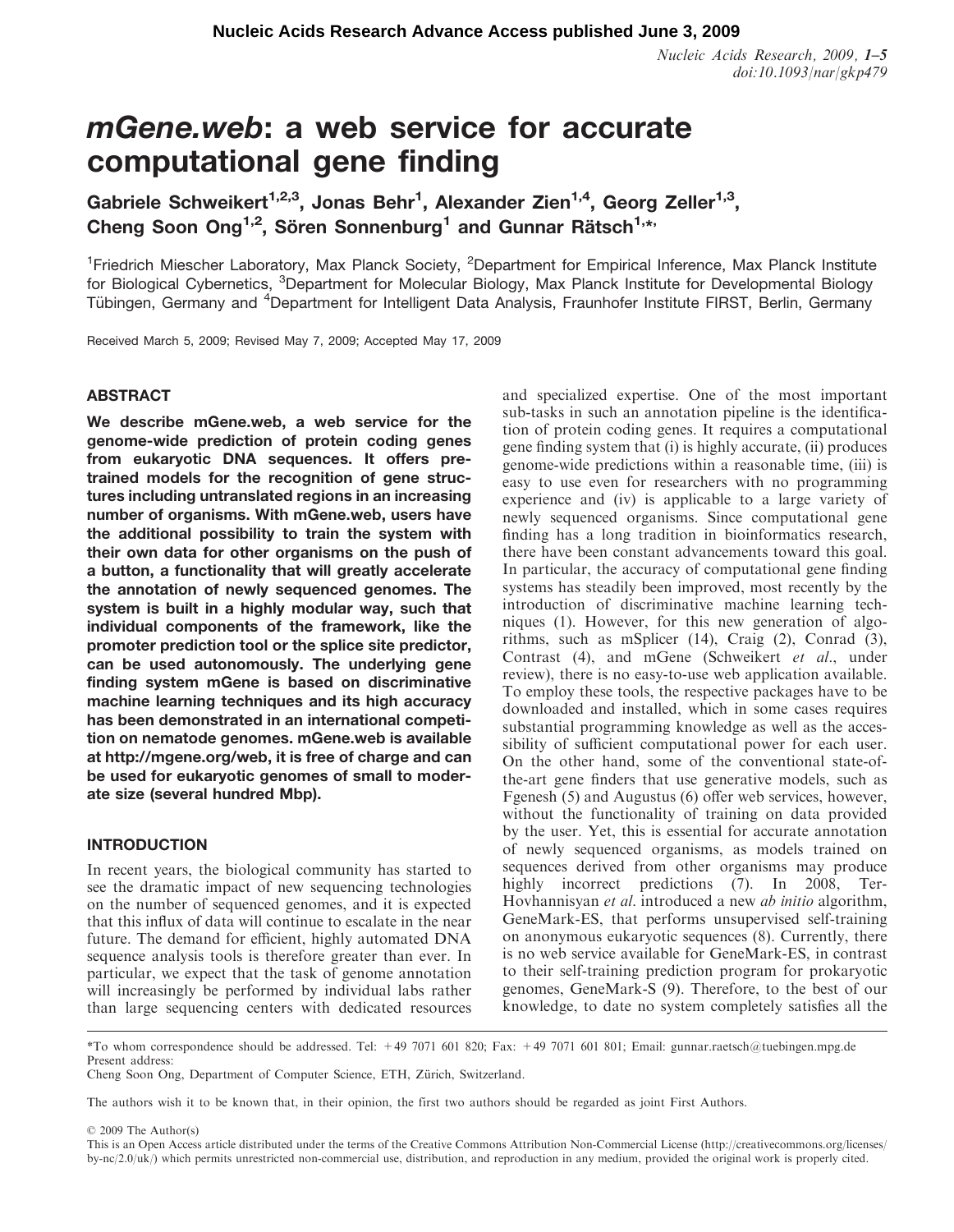# *mGene.web*: a web service for accurate computational gene finding

Gabriele Schweikert[1,2,3], Jonas Behr[1], Alexander Zien[1,4], Georg Zeller[1,3], Cheng Soon Ong[1,2], Sören Sonnenburg[1] and Gunnar Rätsch[1,*]

[1]Friedrich Miescher Laboratory, Max Planck Society, [2]Department for Empirical Inference, Max Planck Institute for Biological Cybernetics, [3]Department for Molecular Biology, Max Planck Institute for Developmental Biology Tübingen, Germany and [4]Department for Intelligent Data Analysis, Fraunhofer Institute FIRST, Berlin, Germany

Received March 5, 2009; Revised May 7, 2009; Accepted May 17, 2009

## ABSTRACT

**We describe mGene.web, a web service for the genome-wide prediction of protein coding genes from eukaryotic DNA sequences. It offers pre-trained models for the recognition of gene structures including untranslated regions in an increasing number of organisms. With mGene.web, users have the additional possibility to train the system with their own data for other organisms on the push of a button, a functionality that will greatly accelerate the annotation of newly sequenced genomes. The system is built in a highly modular way, such that individual components of the framework, like the promoter prediction tool or the splice site predictor, can be used autonomously. The underlying gene finding system mGene is based on discriminative machine learning techniques and its high accuracy has been demonstrated in an international competition on nematode genomes. mGene.web is available at http://mgene.org/web, it is free of charge and can be used for eukaryotic genomes of small to moderate size (several hundred Mbp).**

## INTRODUCTION

In recent years, the biological community has started to see the dramatic impact of new sequencing technologies on the number of sequenced genomes, and it is expected that this influx of data will continue to escalate in the near future. The demand for efficient, highly automated DNA sequence analysis tools is therefore greater than ever. In particular, we expect that the task of genome annotation will increasingly be performed by individual labs rather than large sequencing centers with dedicated resources and specialized expertise. One of the most important sub-tasks in such an annotation pipeline is the identification of protein coding genes. It requires a computational gene finding system that (i) is highly accurate, (ii) produces genome-wide predictions within a reasonable time, (iii) is easy to use even for researchers with no programming experience and (iv) is applicable to a large variety of newly sequenced organisms. Since computational gene finding has a long tradition in bioinformatics research, there have been constant advancements toward this goal. In particular, the accuracy of computational gene finding systems has steadily been improved, most recently by the introduction of discriminative machine learning techniques (1). However, for this new generation of algorithms, such as mSplicer (14), Craig (2), Conrad (3), Contrast (4), and mGene (Schweikert *et al*., under review), there is no easy-to-use web application available. To employ these tools, the respective packages have to be downloaded and installed, which in some cases requires substantial programming knowledge as well as the accessibility of sufficient computational power for each user. On the other hand, some of the conventional state-of-the-art gene finders that use generative models, such as Fgenesh (5) and Augustus (6) offer web services, however, without the functionality of training on data provided by the user. Yet, this is essential for accurate annotation of newly sequenced organisms, as models trained on sequences derived from other organisms may produce highly incorrect predictions (7). In 2008, Ter-Hovhannisyan *et al*. introduced a new *ab initio* algorithm, GeneMark-ES, that performs unsupervised self-training on anonymous eukaryotic sequences (8). Currently, there is no web service available for GeneMark-ES, in contrast to their self-training prediction program for prokaryotic genomes, GeneMark-S (9). Therefore, to the best of our knowledge, to date no system completely satisfies all the

*To whom correspondence should be addressed. Tel: +49 7071 601 820; Fax: +49 7071 601 801; Email: gunnar.raetsch@tuebingen.mpg.de
Present address:
Cheng Soon Ong, Department of Computer Science, ETH, Zürich, Switzerland.

The authors wish it to be known that, in their opinion, the first two authors should be regarded as joint First Authors.

© 2009 The Author(s)
This is an Open Access article distributed under the terms of the Creative Commons Attribution Non-Commercial License (http://creativecommons.org/licenses/by-nc/2.0/uk/) which permits unrestricted non-commercial use, distribution, and reproduction in any medium, provided the original work is properly cited.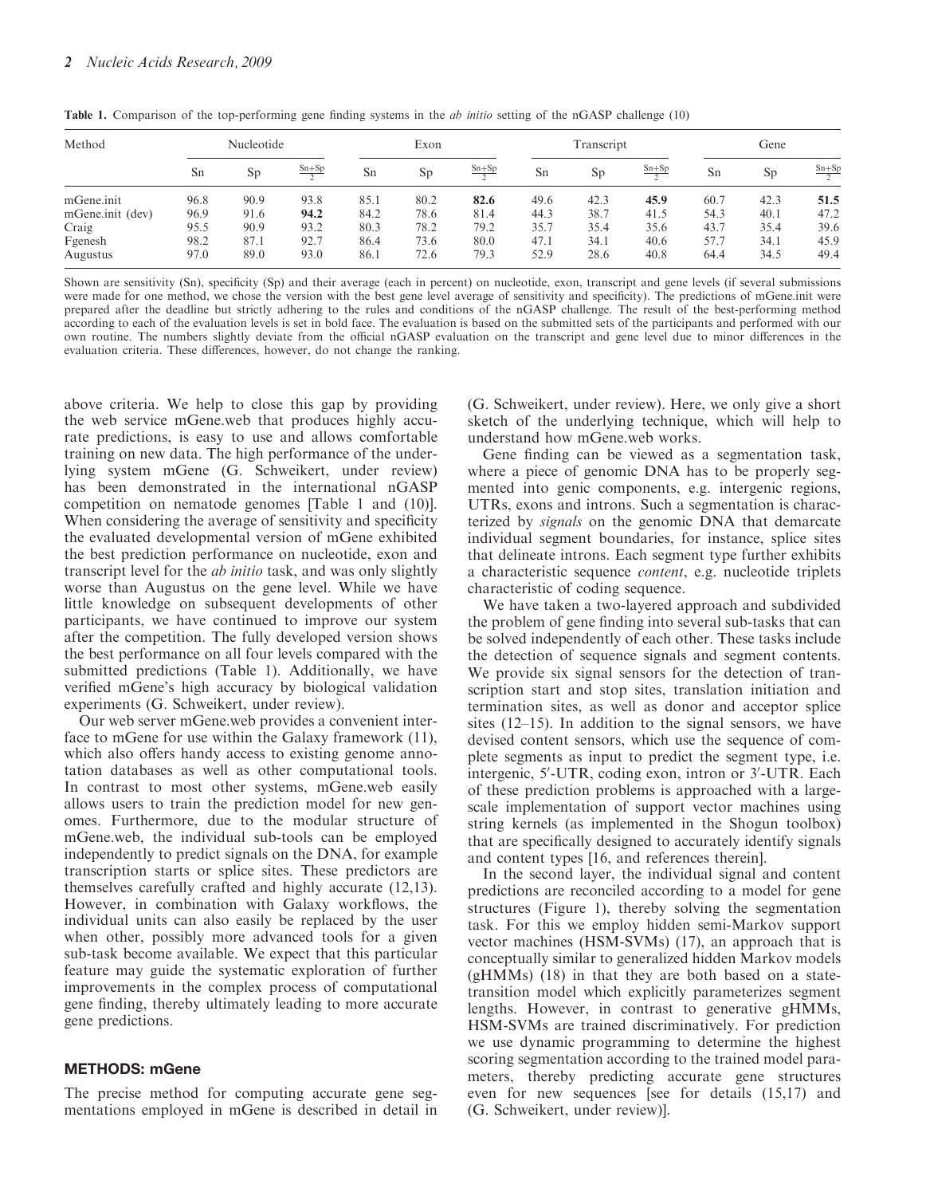**Table 1.** Comparison of the top-performing gene finding systems in the *ab initio* setting of the nGASP challenge (10)

| Method | Nucleotide | | | Exon | | | Transcript | | | Gene | | |
|---|---|---|---|---|---|---|---|---|---|---|---|---|
| | Sn | Sp | $\frac{Sn+Sp}{2}$ | Sn | Sp | $\frac{Sn+Sp}{2}$ | Sn | Sp | $\frac{Sn+Sp}{2}$ | Sn | Sp | $\frac{Sn+Sp}{2}$ |
| mGene.init | 96.8 | 90.9 | 93.8 | 85.1 | 80.2 | **82.6** | 49.6 | 42.3 | **45.9** | 60.7 | 42.3 | **51.5** |
| mGene.init (dev) | 96.9 | 91.6 | **94.2** | 84.2 | 78.6 | 81.4 | 44.3 | 38.7 | 41.5 | 54.3 | 40.1 | 47.2 |
| Craig | 95.5 | 90.9 | 93.2 | 80.3 | 78.2 | 79.2 | 35.7 | 35.4 | 35.6 | 43.7 | 35.4 | 39.6 |
| Fgenesh | 98.2 | 87.1 | 92.7 | 86.4 | 73.6 | 80.0 | 47.1 | 34.1 | 40.6 | 57.7 | 34.1 | 45.9 |
| Augustus | 97.0 | 89.0 | 93.0 | 86.1 | 72.6 | 79.3 | 52.9 | 28.6 | 40.8 | 64.4 | 34.5 | 49.4 |

Shown are sensitivity (Sn), specificity (Sp) and their average (each in percent) on nucleotide, exon, transcript and gene levels (if several submissions were made for one method, we chose the version with the best gene level average of sensitivity and specificity). The predictions of mGene.init were prepared after the deadline but strictly adhering to the rules and conditions of the nGASP challenge. The result of the best-performing method according to each of the evaluation levels is set in bold face. The evaluation is based on the submitted sets of the participants and performed with our own routine. The numbers slightly deviate from the official nGASP evaluation on the transcript and gene level due to minor differences in the evaluation criteria. These differences, however, do not change the ranking.

above criteria. We help to close this gap by providing the web service mGene.web that produces highly accurate predictions, is easy to use and allows comfortable training on new data. The high performance of the underlying system mGene (G. Schweikert, under review) has been demonstrated in the international nGASP competition on nematode genomes [Table 1 and (10)]. When considering the average of sensitivity and specificity the evaluated developmental version of mGene exhibited the best prediction performance on nucleotide, exon and transcript level for the *ab initio* task, and was only slightly worse than Augustus on the gene level. While we have little knowledge on subsequent developments of other participants, we have continued to improve our system after the competition. The fully developed version shows the best performance on all four levels compared with the submitted predictions (Table 1). Additionally, we have verified mGene's high accuracy by biological validation experiments (G. Schweikert, under review).

Our web server mGene.web provides a convenient interface to mGene for use within the Galaxy framework (11), which also offers handy access to existing genome annotation databases as well as other computational tools. In contrast to most other systems, mGene.web easily allows users to train the prediction model for new genomes. Furthermore, due to the modular structure of mGene.web, the individual sub-tools can be employed independently to predict signals on the DNA, for example transcription starts or splice sites. These predictors are themselves carefully crafted and highly accurate (12,13). However, in combination with Galaxy workflows, the individual units can also easily be replaced by the user when other, possibly more advanced tools for a given sub-task become available. We expect that this particular feature may guide the systematic exploration of further improvements in the complex process of computational gene finding, thereby ultimately leading to more accurate gene predictions.

## METHODS: mGene

The precise method for computing accurate gene segmentations employed in mGene is described in detail in (G. Schweikert, under review). Here, we only give a short sketch of the underlying technique, which will help to understand how mGene.web works.

Gene finding can be viewed as a segmentation task, where a piece of genomic DNA has to be properly segmented into genic components, e.g. intergenic regions, UTRs, exons and introns. Such a segmentation is characterized by *signals* on the genomic DNA that demarcate individual segment boundaries, for instance, splice sites that delineate introns. Each segment type further exhibits a characteristic sequence *content*, e.g. nucleotide triplets characteristic of coding sequence.

We have taken a two-layered approach and subdivided the problem of gene finding into several sub-tasks that can be solved independently of each other. These tasks include the detection of sequence signals and segment contents. We provide six signal sensors for the detection of transcription start and stop sites, translation initiation and termination sites, as well as donor and acceptor splice sites (12–15). In addition to the signal sensors, we have devised content sensors, which use the sequence of complete segments as input to predict the segment type, i.e. intergenic, 5′-UTR, coding exon, intron or 3′-UTR. Each of these prediction problems is approached with a large-scale implementation of support vector machines using string kernels (as implemented in the Shogun toolbox) that are specifically designed to accurately identify signals and content types [16, and references therein].

In the second layer, the individual signal and content predictions are reconciled according to a model for gene structures (Figure 1), thereby solving the segmentation task. For this we employ hidden semi-Markov support vector machines (HSM-SVMs) (17), an approach that is conceptually similar to generalized hidden Markov models (gHMMs) (18) in that they are both based on a state-transition model which explicitly parameterizes segment lengths. However, in contrast to generative gHMMs, HSM-SVMs are trained discriminatively. For prediction we use dynamic programming to determine the highest scoring segmentation according to the trained model parameters, thereby predicting accurate gene structures even for new sequences [see for details (15,17) and (G. Schweikert, under review)].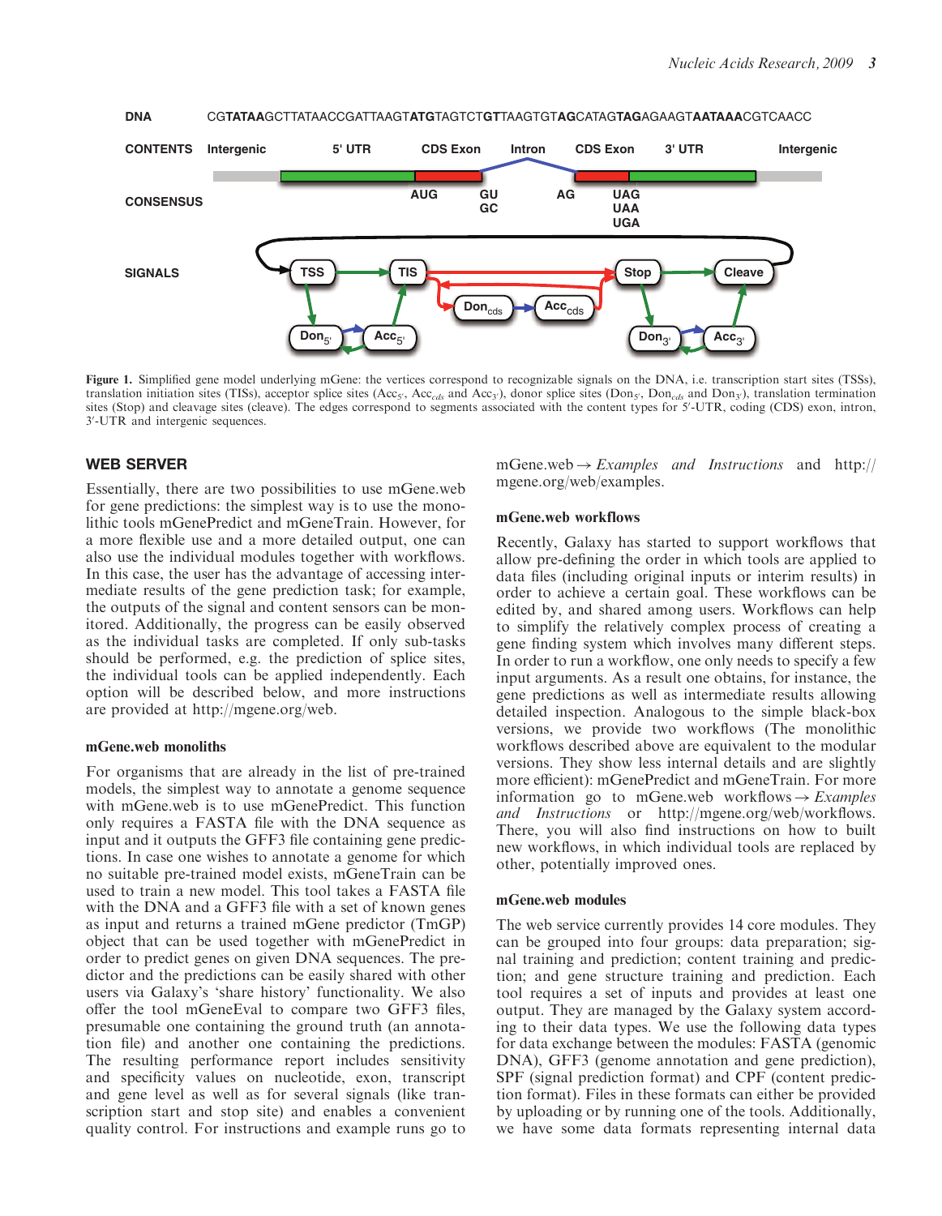DNA CGTATAAGCTTATAACCGATTAAGTATGTAGTCTGTTAAGTGTAGCATAGTAGAGAAGTAATAAACGTCAACC

CONTENTS Intergenic 5' UTR CDS Exon Intron CDS Exon 3' UTR Intergenic

CONSENSUS AUG GU GC AG UAG UAA UGA

SIGNALS TSS TIS Stop Cleave $Don_{5'}$ $Acc_{5'}$ $Don_{cds}$ $Acc_{cds}$ $Don_{3'}$ $Acc_{3'}$

**Figure 1.** Simplified gene model underlying mGene: the vertices correspond to recognizable signals on the DNA, i.e. transcription start sites (TSSs), translation initiation sites (TISs), acceptor splice sites ($Acc_{5'}$, $Acc_{cds}$ and $Acc_{3'}$), donor splice sites ($Don_{5'}$, $Don_{cds}$ and $Don_{3'}$), translation termination sites (Stop) and cleavage sites (cleave). The edges correspond to segments associated with the content types for 5′-UTR, coding (CDS) exon, intron, 3′-UTR and intergenic sequences.

## WEB SERVER

Essentially, there are two possibilities to use mGene.web for gene predictions: the simplest way is to use the monolithic tools mGenePredict and mGeneTrain. However, for a more flexible use and a more detailed output, one can also use the individual modules together with workflows. In this case, the user has the advantage of accessing intermediate results of the gene prediction task; for example, the outputs of the signal and content sensors can be monitored. Additionally, the progress can be easily observed as the individual tasks are completed. If only sub-tasks should be performed, e.g. the prediction of splice sites, the individual tools can be applied independently. Each option will be described below, and more instructions are provided at http://mgene.org/web.

### mGene.web monoliths

For organisms that are already in the list of pre-trained models, the simplest way to annotate a genome sequence with mGene.web is to use mGenePredict. This function only requires a FASTA file with the DNA sequence as input and it outputs the GFF3 file containing gene predictions. In case one wishes to annotate a genome for which no suitable pre-trained model exists, mGeneTrain can be used to train a new model. This tool takes a FASTA file with the DNA and a GFF3 file with a set of known genes as input and returns a trained mGene predictor (TmGP) object that can be used together with mGenePredict in order to predict genes on given DNA sequences. The predictor and the predictions can be easily shared with other users via Galaxy's 'share history' functionality. We also offer the tool mGeneEval to compare two GFF3 files, presumable one containing the ground truth (an annotation file) and another one containing the predictions. The resulting performance report includes sensitivity and specificity values on nucleotide, exon, transcript and gene level as well as for several signals (like transcription start and stop site) and enables a convenient quality control. For instructions and example runs go to mGene.web → *Examples and Instructions* and http://mgene.org/web/examples.

### mGene.web workflows

Recently, Galaxy has started to support workflows that allow pre-defining the order in which tools are applied to data files (including original inputs or interim results) in order to achieve a certain goal. These workflows can be edited by, and shared among users. Workflows can help to simplify the relatively complex process of creating a gene finding system which involves many different steps. In order to run a workflow, one only needs to specify a few input arguments. As a result one obtains, for instance, the gene predictions as well as intermediate results allowing detailed inspection. Analogous to the simple black-box versions, we provide two workflows (The monolithic workflows described above are equivalent to the modular versions. They show less internal details and are slightly more efficient): mGenePredict and mGeneTrain. For more information go to mGene.web workflows → *Examples and Instructions* or http://mgene.org/web/workflows. There, you will also find instructions on how to built new workflows, in which individual tools are replaced by other, potentially improved ones.

### mGene.web modules

The web service currently provides 14 core modules. They can be grouped into four groups: data preparation; signal training and prediction; content training and prediction; and gene structure training and prediction. Each tool requires a set of inputs and provides at least one output. They are managed by the Galaxy system according to their data types. We use the following data types for data exchange between the modules: FASTA (genomic DNA), GFF3 (genome annotation and gene prediction), SPF (signal prediction format) and CPF (content prediction format). Files in these formats can either be provided by uploading or by running one of the tools. Additionally, we have some data formats representing internal data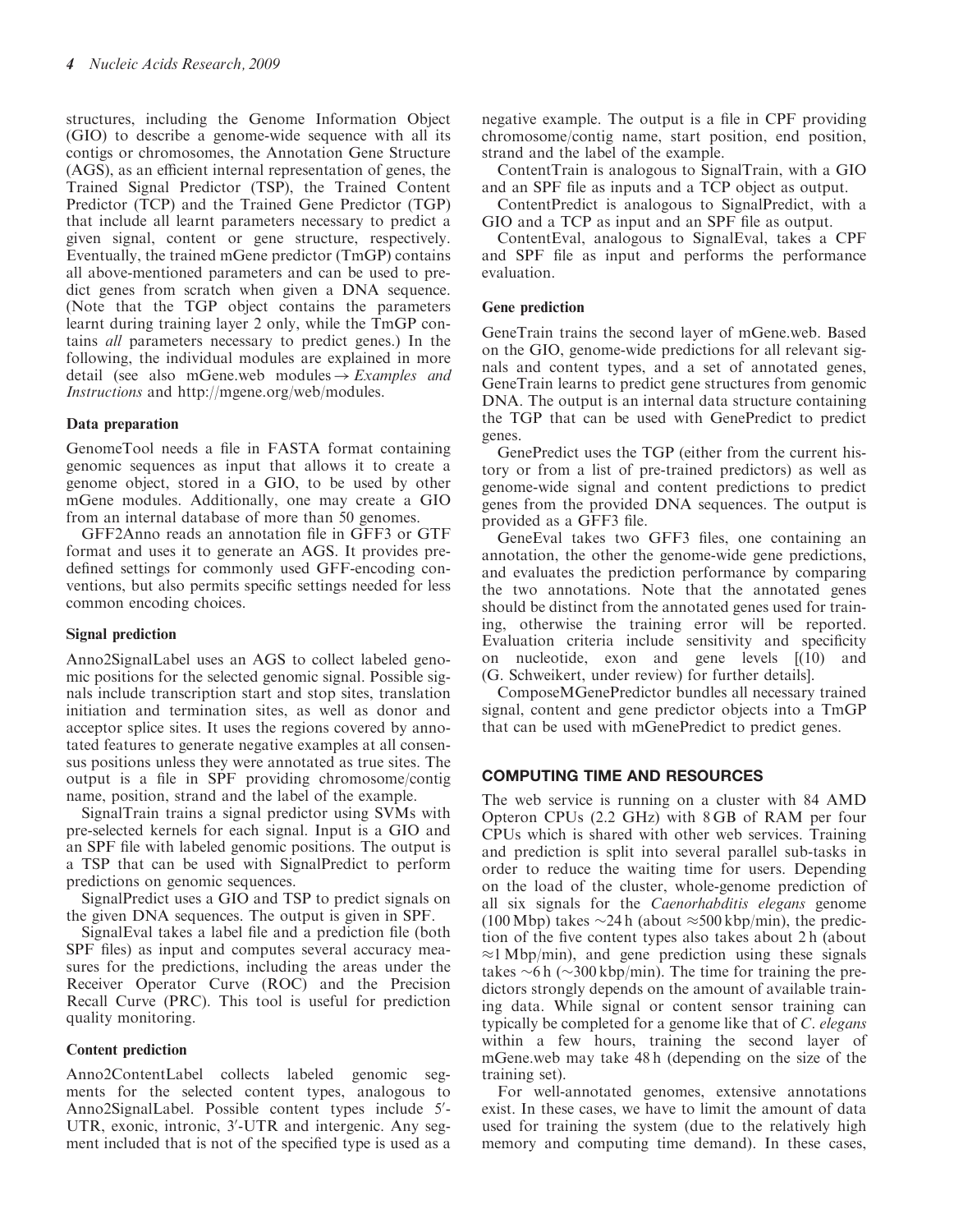structures, including the Genome Information Object (GIO) to describe a genome-wide sequence with all its contigs or chromosomes, the Annotation Gene Structure (AGS), as an efficient internal representation of genes, the Trained Signal Predictor (TSP), the Trained Content Predictor (TCP) and the Trained Gene Predictor (TGP) that include all learnt parameters necessary to predict a given signal, content or gene structure, respectively. Eventually, the trained mGene predictor (TmGP) contains all above-mentioned parameters and can be used to predict genes from scratch when given a DNA sequence. (Note that the TGP object contains the parameters learnt during training layer 2 only, while the TmGP contains *all* parameters necessary to predict genes.) In the following, the individual modules are explained in more detail (see also mGene.web modules → *Examples and Instructions* and http://mgene.org/web/modules.

### Data preparation

GenomeTool needs a file in FASTA format containing genomic sequences as input that allows it to create a genome object, stored in a GIO, to be used by other mGene modules. Additionally, one may create a GIO from an internal database of more than 50 genomes.

GFF2Anno reads an annotation file in GFF3 or GTF format and uses it to generate an AGS. It provides predefined settings for commonly used GFF-encoding conventions, but also permits specific settings needed for less common encoding choices.

### Signal prediction

Anno2SignalLabel uses an AGS to collect labeled genomic positions for the selected genomic signal. Possible signals include transcription start and stop sites, translation initiation and termination sites, as well as donor and acceptor splice sites. It uses the regions covered by annotated features to generate negative examples at all consensus positions unless they were annotated as true sites. The output is a file in SPF providing chromosome/contig name, position, strand and the label of the example.

SignalTrain trains a signal predictor using SVMs with pre-selected kernels for each signal. Input is a GIO and an SPF file with labeled genomic positions. The output is a TSP that can be used with SignalPredict to perform predictions on genomic sequences.

SignalPredict uses a GIO and TSP to predict signals on the given DNA sequences. The output is given in SPF.

SignalEval takes a label file and a prediction file (both SPF files) as input and computes several accuracy measures for the predictions, including the areas under the Receiver Operator Curve (ROC) and the Precision Recall Curve (PRC). This tool is useful for prediction quality monitoring.

### Content prediction

Anno2ContentLabel collects labeled genomic segments for the selected content types, analogous to Anno2SignalLabel. Possible content types include 5′-UTR, exonic, intronic, 3′-UTR and intergenic. Any segment included that is not of the specified type is used as a negative example. The output is a file in CPF providing chromosome/contig name, start position, end position, strand and the label of the example.

ContentTrain is analogous to SignalTrain, with a GIO and an SPF file as inputs and a TCP object as output.

ContentPredict is analogous to SignalPredict, with a GIO and a TCP as input and an SPF file as output.

ContentEval, analogous to SignalEval, takes a CPF and SPF file as input and performs the performance evaluation.

### Gene prediction

GeneTrain trains the second layer of mGene.web. Based on the GIO, genome-wide predictions for all relevant signals and content types, and a set of annotated genes, GeneTrain learns to predict gene structures from genomic DNA. The output is an internal data structure containing the TGP that can be used with GenePredict to predict genes.

GenePredict uses the TGP (either from the current history or from a list of pre-trained predictors) as well as genome-wide signal and content predictions to predict genes from the provided DNA sequences. The output is provided as a GFF3 file.

GeneEval takes two GFF3 files, one containing an annotation, the other the genome-wide gene predictions, and evaluates the prediction performance by comparing the two annotations. Note that the annotated genes should be distinct from the annotated genes used for training, otherwise the training error will be reported. Evaluation criteria include sensitivity and specificity on nucleotide, exon and gene levels [(10) and (G. Schweikert, under review) for further details].

ComposeMGenePredictor bundles all necessary trained signal, content and gene predictor objects into a TmGP that can be used with mGenePredict to predict genes.

## COMPUTING TIME AND RESOURCES

The web service is running on a cluster with 84 AMD Opteron CPUs (2.2 GHz) with 8 GB of RAM per four CPUs which is shared with other web services. Training and prediction is split into several parallel sub-tasks in order to reduce the waiting time for users. Depending on the load of the cluster, whole-genome prediction of all six signals for the *Caenorhabditis elegans* genome (100 Mbp) takes ~24 h (about ≈500 kbp/min), the prediction of the five content types also takes about 2 h (about ≈1 Mbp/min), and gene prediction using these signals takes ~6 h (~300 kbp/min). The time for training the predictors strongly depends on the amount of available training data. While signal or content sensor training can typically be completed for a genome like that of *C. elegans* within a few hours, training the second layer of mGene.web may take 48 h (depending on the size of the training set).

For well-annotated genomes, extensive annotations exist. In these cases, we have to limit the amount of data used for training the system (due to the relatively high memory and computing time demand). In these cases,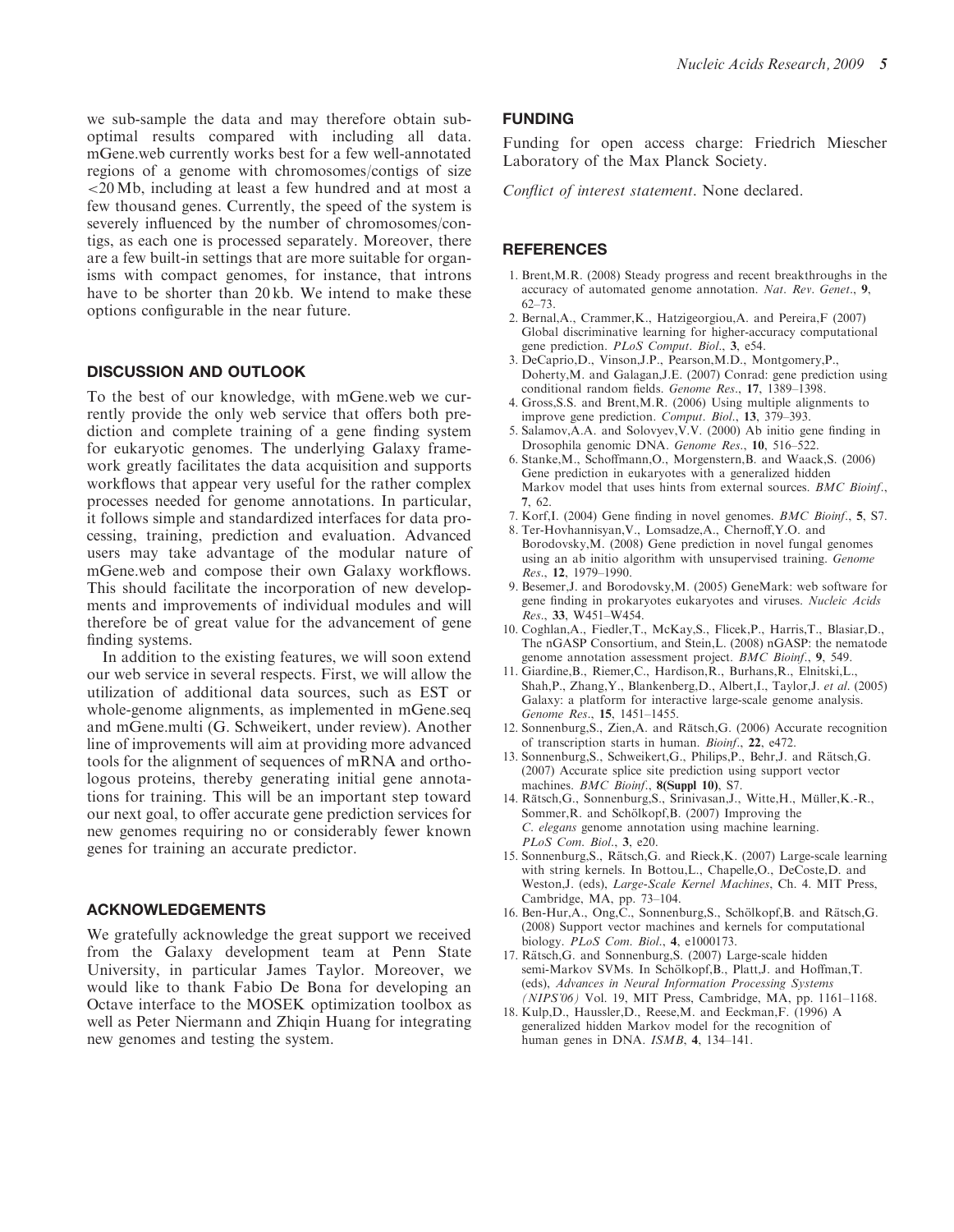we sub-sample the data and may therefore obtain sub-optimal results compared with including all data. mGene.web currently works best for a few well-annotated regions of a genome with chromosomes/contigs of size <20 Mb, including at least a few hundred and at most a few thousand genes. Currently, the speed of the system is severely influenced by the number of chromosomes/contigs, as each one is processed separately. Moreover, there are a few built-in settings that are more suitable for organisms with compact genomes, for instance, that introns have to be shorter than 20 kb. We intend to make these options configurable in the near future.

## DISCUSSION AND OUTLOOK

To the best of our knowledge, with mGene.web we currently provide the only web service that offers both prediction and complete training of a gene finding system for eukaryotic genomes. The underlying Galaxy framework greatly facilitates the data acquisition and supports workflows that appear very useful for the rather complex processes needed for genome annotations. In particular, it follows simple and standardized interfaces for data processing, training, prediction and evaluation. Advanced users may take advantage of the modular nature of mGene.web and compose their own Galaxy workflows. This should facilitate the incorporation of new developments and improvements of individual modules and will therefore be of great value for the advancement of gene finding systems.

In addition to the existing features, we will soon extend our web service in several respects. First, we will allow the utilization of additional data sources, such as EST or whole-genome alignments, as implemented in mGene.seq and mGene.multi (G. Schweikert, under review). Another line of improvements will aim at providing more advanced tools for the alignment of sequences of mRNA and orthologous proteins, thereby generating initial gene annotations for training. This will be an important step toward our next goal, to offer accurate gene prediction services for new genomes requiring no or considerably fewer known genes for training an accurate predictor.

## ACKNOWLEDGEMENTS

We gratefully acknowledge the great support we received from the Galaxy development team at Penn State University, in particular James Taylor. Moreover, we would like to thank Fabio De Bona for developing an Octave interface to the MOSEK optimization toolbox as well as Peter Niermann and Zhiqin Huang for integrating new genomes and testing the system.

## FUNDING

Funding for open access charge: Friedrich Miescher Laboratory of the Max Planck Society.

*Conflict of interest statement*. None declared.

## REFERENCES

1. Brent,M.R. (2008) Steady progress and recent breakthroughs in the accuracy of automated genome annotation. *Nat. Rev. Genet.*, **9**, 62–73.
2. Bernal,A., Crammer,K., Hatzigeorgiou,A. and Pereira,F (2007) Global discriminative learning for higher-accuracy computational gene prediction. *PLoS Comput. Biol.*, **3**, e54.
3. DeCaprio,D., Vinson,J.P., Pearson,M.D., Montgomery,P., Doherty,M. and Galagan,J.E. (2007) Conrad: gene prediction using conditional random fields. *Genome Res.*, **17**, 1389–1398.
4. Gross,S.S. and Brent,M.R. (2006) Using multiple alignments to improve gene prediction. *Comput. Biol.*, **13**, 379–393.
5. Salamov,A.A. and Solovyev,V.V. (2000) Ab initio gene finding in Drosophila genomic DNA. *Genome Res.*, **10**, 516–522.
6. Stanke,M., Schoffmann,O., Morgenstern,B. and Waack,S. (2006) Gene prediction in eukaryotes with a generalized hidden Markov model that uses hints from external sources. *BMC Bioinf.*, **7**, 62.
7. Korf,I. (2004) Gene finding in novel genomes. *BMC Bioinf.*, **5**, S7.
8. Ter-Hovhannisyan,V., Lomsadze,A., Chernoff,Y.O. and Borodovsky,M. (2008) Gene prediction in novel fungal genomes using an ab initio algorithm with unsupervised training. *Genome Res.*, **12**, 1979–1990.
9. Besemer,J. and Borodovsky,M. (2005) GeneMark: web software for gene finding in prokaryotes eukaryotes and viruses. *Nucleic Acids Res.*, **33**, W451–W454.
10. Coghlan,A., Fiedler,T., McKay,S., Flicek,P., Harris,T., Blasiar,D., The nGASP Consortium, and Stein,L. (2008) nGASP: the nematode genome annotation assessment project. *BMC Bioinf.*, **9**, 549.
11. Giardine,B., Riemer,C., Hardison,R., Burhans,R., Elnitski,L., Shah,P., Zhang,Y., Blankenberg,D., Albert,I., Taylor,J. *et al.* (2005) Galaxy: a platform for interactive large-scale genome analysis. *Genome Res.*, **15**, 1451–1455.
12. Sonnenburg,S., Zien,A. and Rätsch,G. (2006) Accurate recognition of transcription starts in human. *Bioinf.*, **22**, e472.
13. Sonnenburg,S., Schweikert,G., Philips,P., Behr,J. and Rätsch,G. (2007) Accurate splice site prediction using support vector machines. *BMC Bioinf.*, **8(Suppl 10)**, S7.
14. Rätsch,G., Sonnenburg,S., Srinivasan,J., Witte,H., Müller,K.-R., Sommer,R. and Schölkopf,B. (2007) Improving the *C. elegans* genome annotation using machine learning. *PLoS Com. Biol.*, **3**, e20.
15. Sonnenburg,S., Rätsch,G. and Rieck,K. (2007) Large-scale learning with string kernels. In Bottou,L., Chapelle,O., DeCoste,D. and Weston,J. (eds), *Large-Scale Kernel Machines*, Ch. 4. MIT Press, Cambridge, MA, pp. 73–104.
16. Ben-Hur,A., Ong,C., Sonnenburg,S., Schölkopf,B. and Rätsch,G. (2008) Support vector machines and kernels for computational biology. *PLoS Com. Biol.*, **4**, e1000173.
17. Rätsch,G. and Sonnenburg,S. (2007) Large-scale hidden semi-Markov SVMs. In Schölkopf,B., Platt,J. and Hoffman,T. (eds), *Advances in Neural Information Processing Systems (NIPS'06)* Vol. 19, MIT Press, Cambridge, MA, pp. 1161–1168.
18. Kulp,D., Haussler,D., Reese,M. and Eeckman,F. (1996) A generalized hidden Markov model for the recognition of human genes in DNA. *ISMB*, **4**, 134–141.